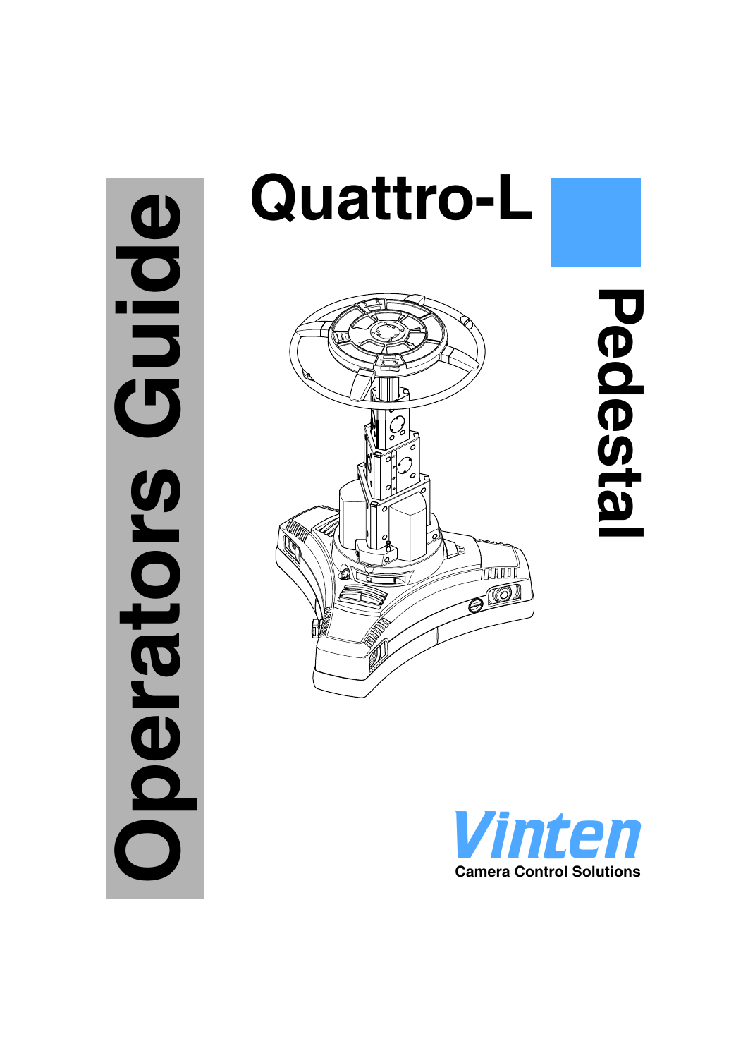# Quattro-L

## Pedestal

## Operators Guide

**Vinten**

Camera Control Solutions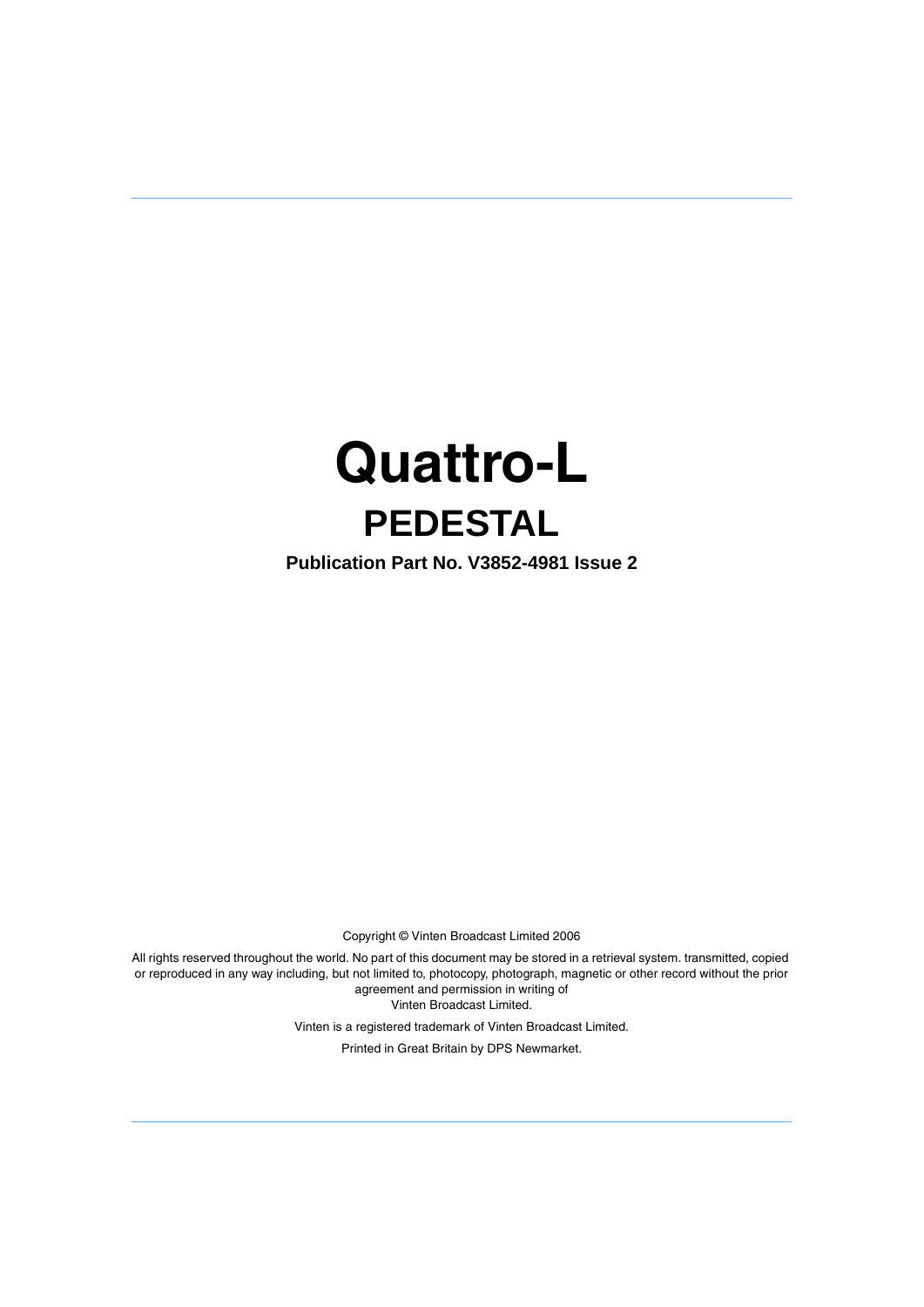# Quattro-L

## PEDESTAL

**Publication Part No. V3852-4981 Issue 2**

Copyright © Vinten Broadcast Limited 2006

All rights reserved throughout the world. No part of this document may be stored in a retrieval system. transmitted, copied or reproduced in any way including, but not limited to, photocopy, photograph, magnetic or other record without the prior agreement and permission in writing of
Vinten Broadcast Limited.

Vinten is a registered trademark of Vinten Broadcast Limited.

Printed in Great Britain by DPS Newmarket.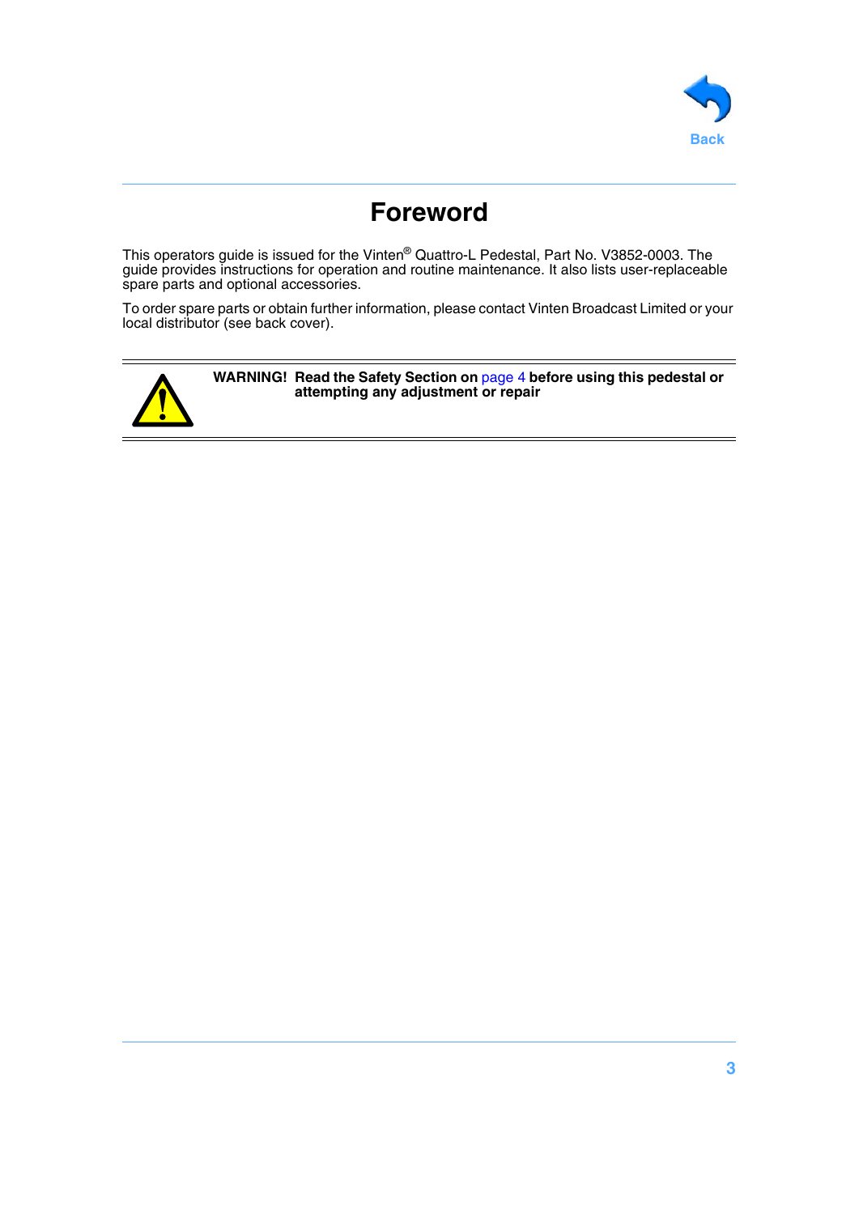# Foreword

This operators guide is issued for the Vinten® Quattro-L Pedestal, Part No. V3852-0003. The guide provides instructions for operation and routine maintenance. It also lists user-replaceable spare parts and optional accessories.

To order spare parts or obtain further information, please contact Vinten Broadcast Limited or your local distributor (see back cover).

**WARNING! Read the Safety Section on page 4 before using this pedestal or attempting any adjustment or repair**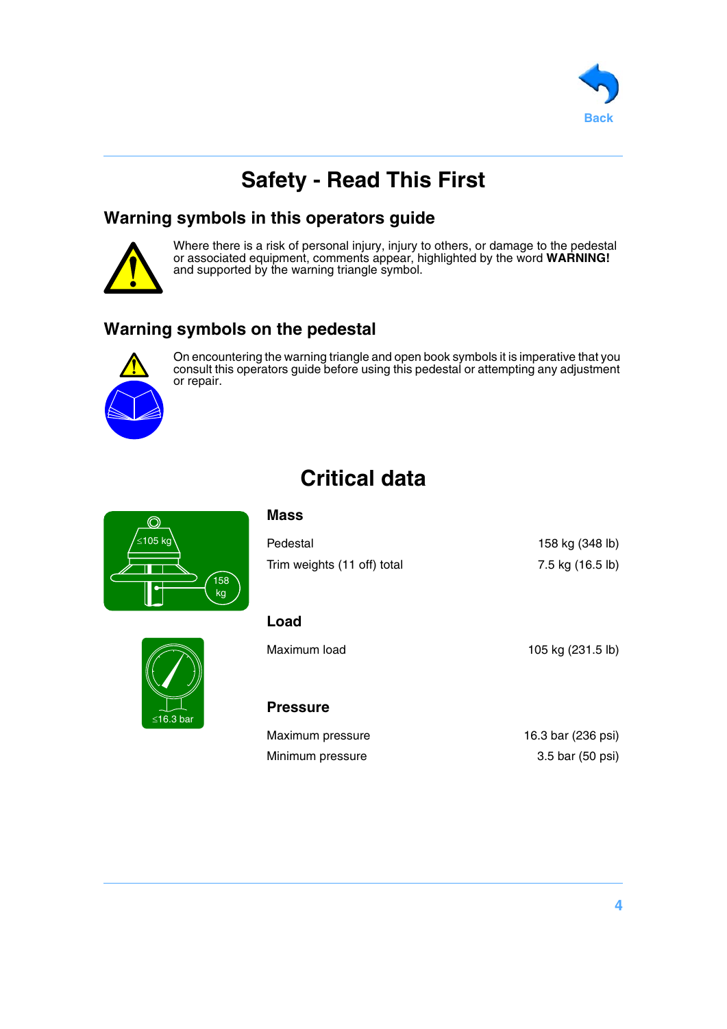# Safety - Read This First

## Warning symbols in this operators guide

Where there is a risk of personal injury, injury to others, or damage to the pedestal or associated equipment, comments appear, highlighted by the word **WARNING!** and supported by the warning triangle symbol.

## Warning symbols on the pedestal

On encountering the warning triangle and open book symbols it is imperative that you consult this operators guide before using this pedestal or attempting any adjustment or repair.

# Critical data

### Mass

| | |
|---|---|
| Pedestal | 158 kg (348 lb) |
| Trim weights (11 off) total | 7.5 kg (16.5 lb) |

### Load

| | |
|---|---|
| Maximum load | 105 kg (231.5 lb) |

### Pressure

| | |
|---|---|
| Maximum pressure | 16.3 bar (236 psi) |
| Minimum pressure | 3.5 bar (50 psi) |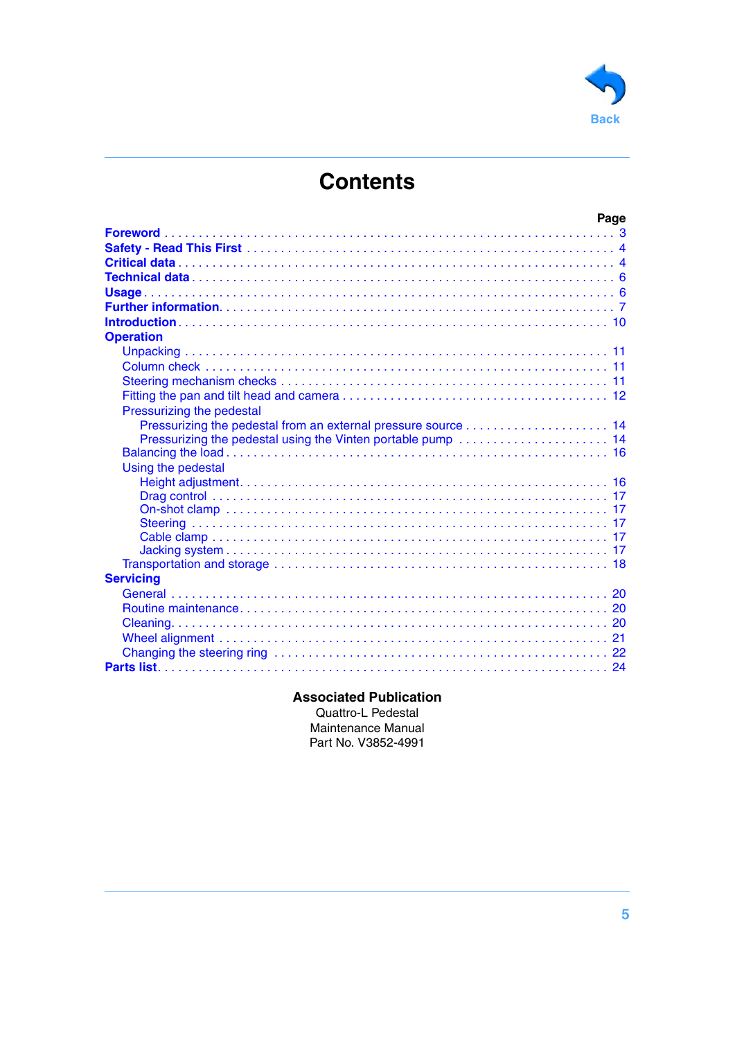Back

# Contents

| | Page |
|---|---|
| **Foreword** | 3 |
| **Safety - Read This First** | 4 |
| **Critical data** | 4 |
| **Technical data** | 6 |
| **Usage** | 6 |
| **Further information** | 7 |
| **Introduction** | 10 |
| **Operation** | |
| Unpacking | 11 |
| Column check | 11 |
| Steering mechanism checks | 11 |
| Fitting the pan and tilt head and camera | 12 |
| Pressurizing the pedestal | |
| Pressurizing the pedestal from an external pressure source | 14 |
| Pressurizing the pedestal using the Vinten portable pump | 14 |
| Balancing the load | 16 |
| Using the pedestal | |
| Height adjustment | 16 |
| Drag control | 17 |
| On-shot clamp | 17 |
| Steering | 17 |
| Cable clamp | 17 |
| Jacking system | 17 |
| Transportation and storage | 18 |
| **Servicing** | |
| General | 20 |
| Routine maintenance | 20 |
| Cleaning | 20 |
| Wheel alignment | 21 |
| Changing the steering ring | 22 |
| **Parts list** | 24 |

**Associated Publication**

Quattro-L Pedestal
Maintenance Manual
Part No. V3852-4991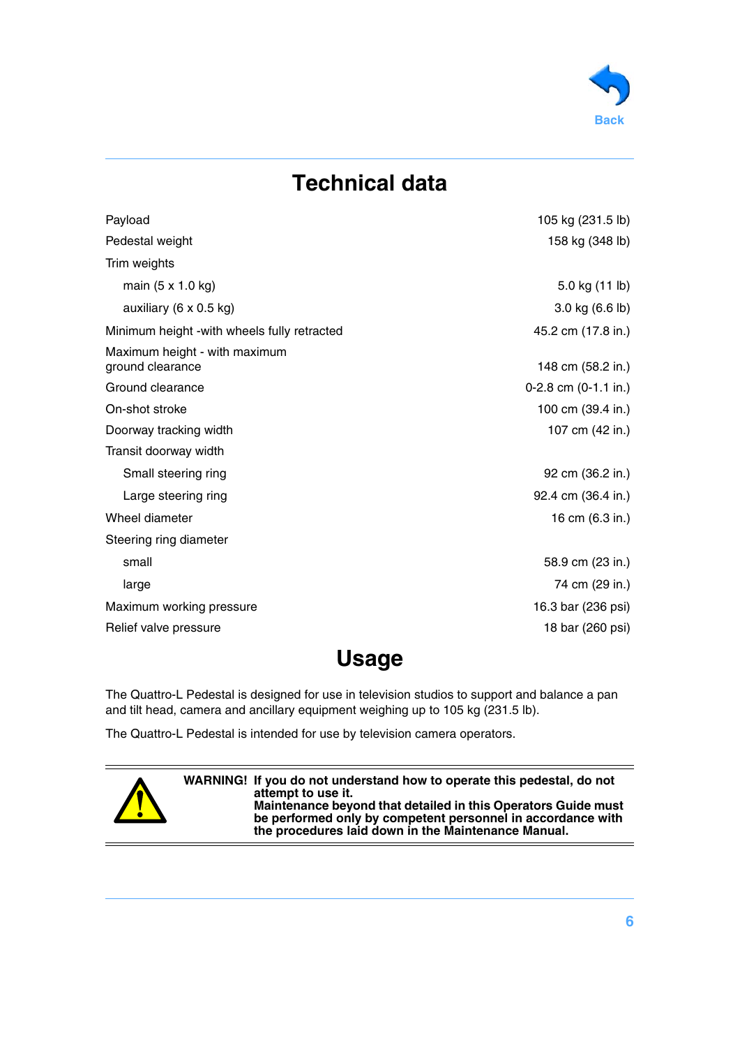# Technical data

| | |
|---|---|
| Payload | 105 kg (231.5 lb) |
| Pedestal weight | 158 kg (348 lb) |
| Trim weights | |
| main (5 x 1.0 kg) | 5.0 kg (11 lb) |
| auxiliary (6 x 0.5 kg) | 3.0 kg (6.6 lb) |
| Minimum height -with wheels fully retracted | 45.2 cm (17.8 in.) |
| Maximum height - with maximum ground clearance | 148 cm (58.2 in.) |
| Ground clearance | 0-2.8 cm (0-1.1 in.) |
| On-shot stroke | 100 cm (39.4 in.) |
| Doorway tracking width | 107 cm (42 in.) |
| Transit doorway width | |
| Small steering ring | 92 cm (36.2 in.) |
| Large steering ring | 92.4 cm (36.4 in.) |
| Wheel diameter | 16 cm (6.3 in.) |
| Steering ring diameter | |
| small | 58.9 cm (23 in.) |
| large | 74 cm (29 in.) |
| Maximum working pressure | 16.3 bar (236 psi) |
| Relief valve pressure | 18 bar (260 psi) |

# Usage

The Quattro-L Pedestal is designed for use in television studios to support and balance a pan and tilt head, camera and ancillary equipment weighing up to 105 kg (231.5 lb).

The Quattro-L Pedestal is intended for use by television camera operators.

**WARNING! If you do not understand how to operate this pedestal, do not attempt to use it.**
**Maintenance beyond that detailed in this Operators Guide must be performed only by competent personnel in accordance with the procedures laid down in the Maintenance Manual.**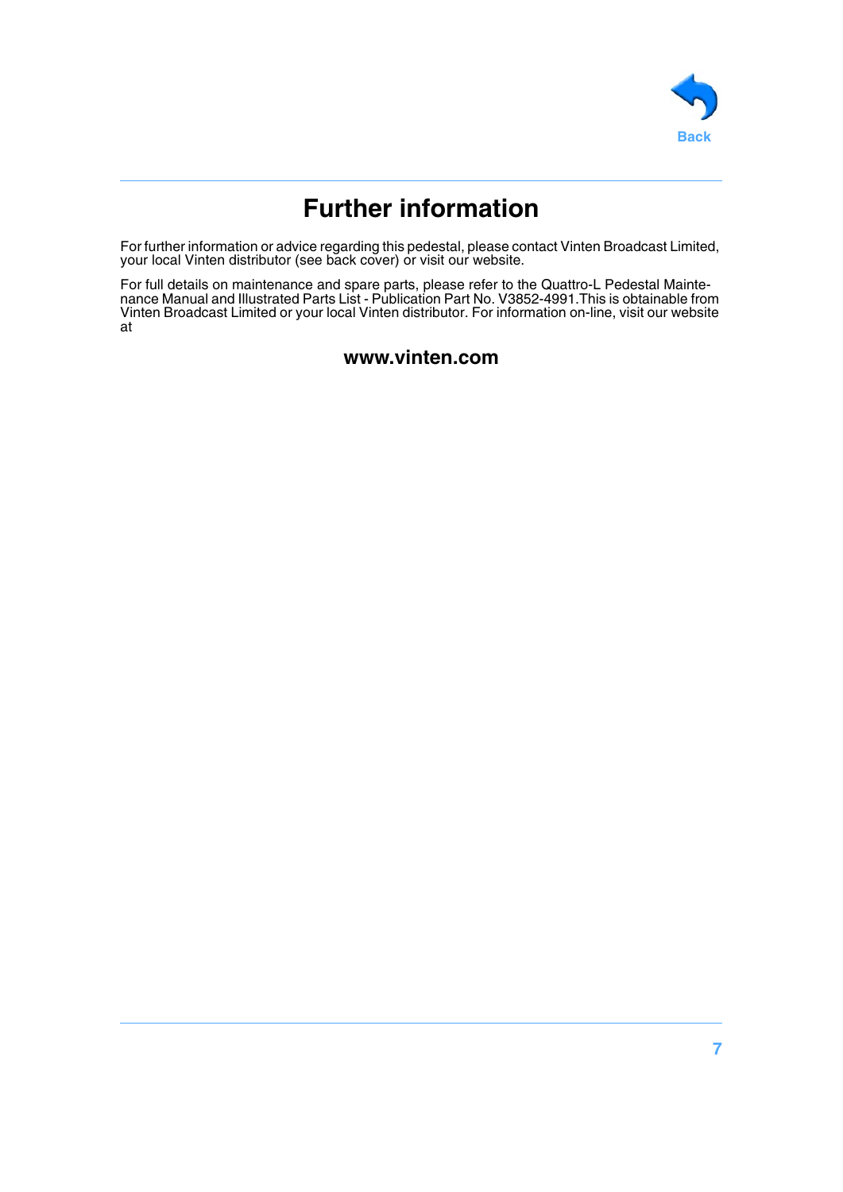# Further information

For further information or advice regarding this pedestal, please contact Vinten Broadcast Limited, your local Vinten distributor (see back cover) or visit our website.

For full details on maintenance and spare parts, please refer to the Quattro-L Pedestal Maintenance Manual and Illustrated Parts List - Publication Part No. V3852-4991.This is obtainable from Vinten Broadcast Limited or your local Vinten distributor. For information on-line, visit our website at

**www.vinten.com**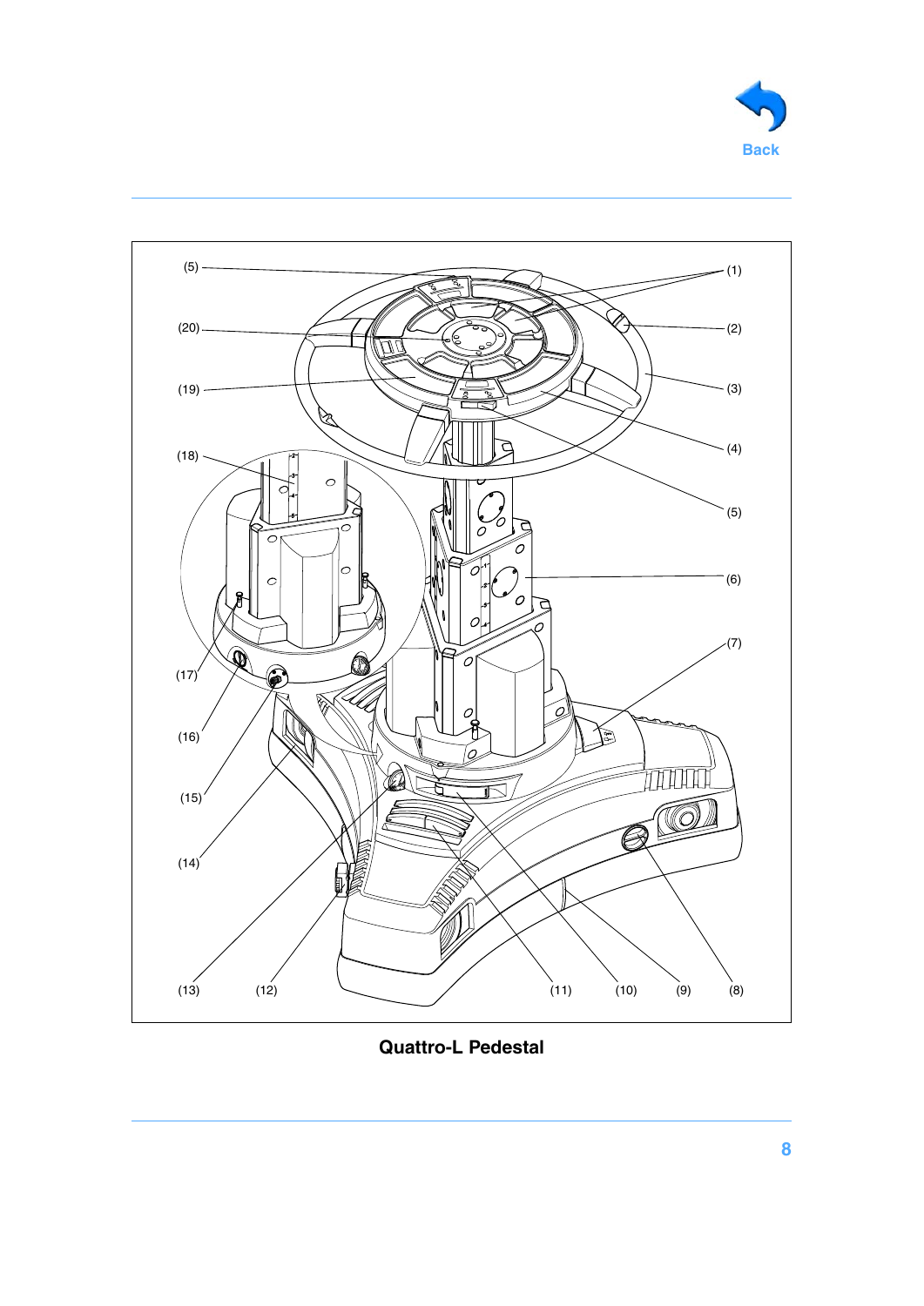(5)

(20)

(19)

(18)

(17)

(16)

(15)

(14)

(13)

(12)

(1)

(2)

(3)

(4)

(5)

(6)

(7)

(11)

(10)

(9)

(8)

**Quattro-L Pedestal**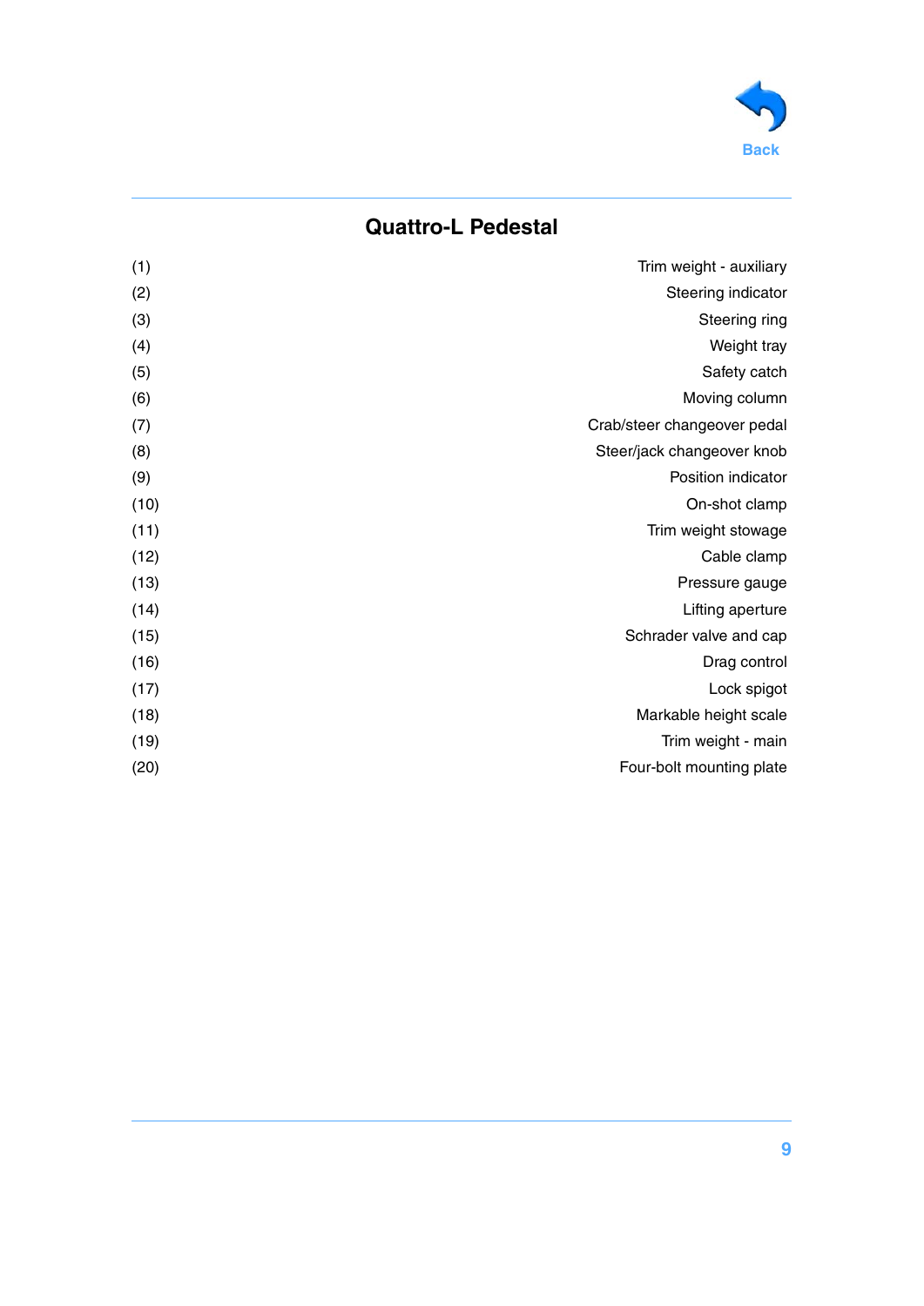## Quattro-L Pedestal

| | |
|---|---|
| (1) | Trim weight - auxiliary |
| (2) | Steering indicator |
| (3) | Steering ring |
| (4) | Weight tray |
| (5) | Safety catch |
| (6) | Moving column |
| (7) | Crab/steer changeover pedal |
| (8) | Steer/jack changeover knob |
| (9) | Position indicator |
| (10) | On-shot clamp |
| (11) | Trim weight stowage |
| (12) | Cable clamp |
| (13) | Pressure gauge |
| (14) | Lifting aperture |
| (15) | Schrader valve and cap |
| (16) | Drag control |
| (17) | Lock spigot |
| (18) | Markable height scale |
| (19) | Trim weight - main |
| (20) | Four-bolt mounting plate |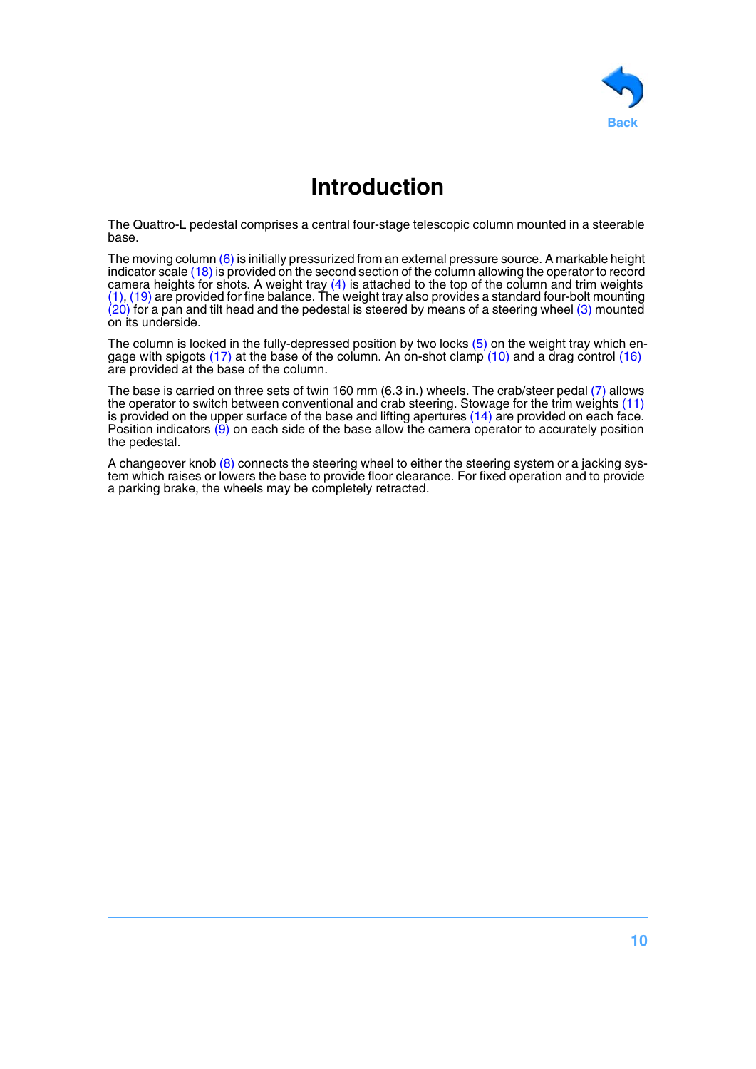# Introduction

The Quattro-L pedestal comprises a central four-stage telescopic column mounted in a steerable base.

The moving column (6) is initially pressurized from an external pressure source. A markable height indicator scale (18) is provided on the second section of the column allowing the operator to record camera heights for shots. A weight tray (4) is attached to the top of the column and trim weights (1), (19) are provided for fine balance. The weight tray also provides a standard four-bolt mounting (20) for a pan and tilt head and the pedestal is steered by means of a steering wheel (3) mounted on its underside.

The column is locked in the fully-depressed position by two locks (5) on the weight tray which engage with spigots (17) at the base of the column. An on-shot clamp (10) and a drag control (16) are provided at the base of the column.

The base is carried on three sets of twin 160 mm (6.3 in.) wheels. The crab/steer pedal (7) allows the operator to switch between conventional and crab steering. Stowage for the trim weights (11) is provided on the upper surface of the base and lifting apertures (14) are provided on each face. Position indicators (9) on each side of the base allow the camera operator to accurately position the pedestal.

A changeover knob (8) connects the steering wheel to either the steering system or a jacking system which raises or lowers the base to provide floor clearance. For fixed operation and to provide a parking brake, the wheels may be completely retracted.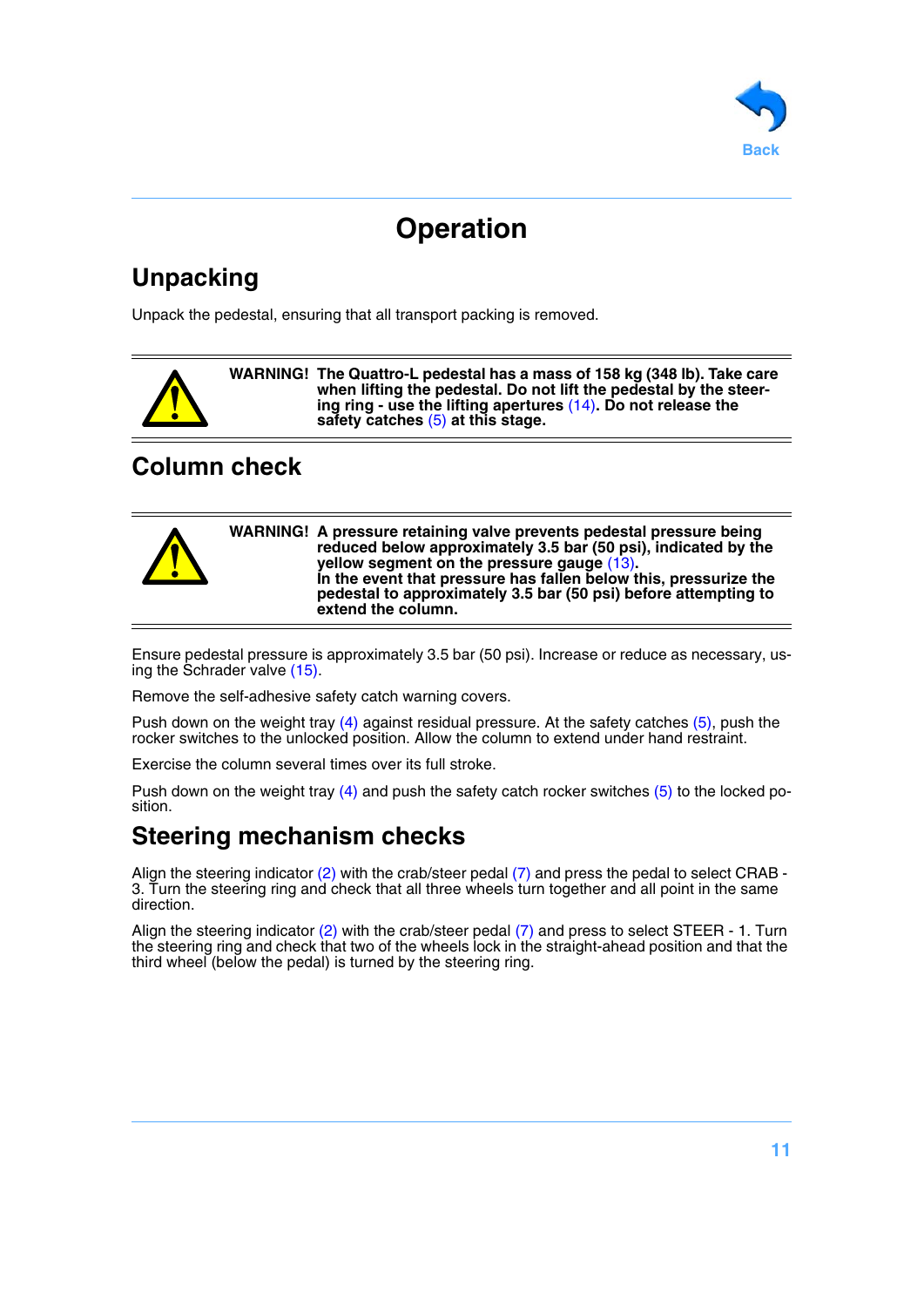# Operation

## Unpacking

Unpack the pedestal, ensuring that all transport packing is removed.

**WARNING! The Quattro-L pedestal has a mass of 158 kg (348 lb). Take care when lifting the pedestal. Do not lift the pedestal by the steering ring - use the lifting apertures (14). Do not release the safety catches (5) at this stage.**

## Column check

**WARNING! A pressure retaining valve prevents pedestal pressure being reduced below approximately 3.5 bar (50 psi), indicated by the yellow segment on the pressure gauge (13).
In the event that pressure has fallen below this, pressurize the pedestal to approximately 3.5 bar (50 psi) before attempting to extend the column.**

Ensure pedestal pressure is approximately 3.5 bar (50 psi). Increase or reduce as necessary, using the Schrader valve (15).

Remove the self-adhesive safety catch warning covers.

Push down on the weight tray (4) against residual pressure. At the safety catches (5), push the rocker switches to the unlocked position. Allow the column to extend under hand restraint.

Exercise the column several times over its full stroke.

Push down on the weight tray (4) and push the safety catch rocker switches (5) to the locked position.

## Steering mechanism checks

Align the steering indicator (2) with the crab/steer pedal (7) and press the pedal to select CRAB - 3. Turn the steering ring and check that all three wheels turn together and all point in the same direction.

Align the steering indicator (2) with the crab/steer pedal (7) and press to select STEER - 1. Turn the steering ring and check that two of the wheels lock in the straight-ahead position and that the third wheel (below the pedal) is turned by the steering ring.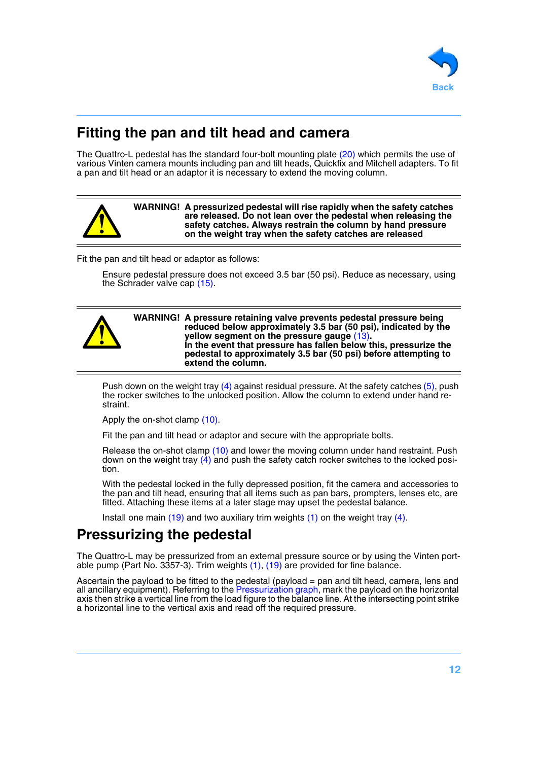## Fitting the pan and tilt head and camera

The Quattro-L pedestal has the standard four-bolt mounting plate (20) which permits the use of various Vinten camera mounts including pan and tilt heads, Quickfix and Mitchell adapters. To fit a pan and tilt head or an adaptor it is necessary to extend the moving column.

**WARNING! A pressurized pedestal will rise rapidly when the safety catches are released. Do not lean over the pedestal when releasing the safety catches. Always restrain the column by hand pressure on the weight tray when the safety catches are released**

Fit the pan and tilt head or adaptor as follows:

Ensure pedestal pressure does not exceed 3.5 bar (50 psi). Reduce as necessary, using the Schrader valve cap (15).

**WARNING! A pressure retaining valve prevents pedestal pressure being reduced below approximately 3.5 bar (50 psi), indicated by the yellow segment on the pressure gauge (13).**
**In the event that pressure has fallen below this, pressurize the pedestal to approximately 3.5 bar (50 psi) before attempting to extend the column.**

Push down on the weight tray (4) against residual pressure. At the safety catches (5), push the rocker switches to the unlocked position. Allow the column to extend under hand restraint.

Apply the on-shot clamp (10).

Fit the pan and tilt head or adaptor and secure with the appropriate bolts.

Release the on-shot clamp (10) and lower the moving column under hand restraint. Push down on the weight tray (4) and push the safety catch rocker switches to the locked position.

With the pedestal locked in the fully depressed position, fit the camera and accessories to the pan and tilt head, ensuring that all items such as pan bars, prompters, lenses etc, are fitted. Attaching these items at a later stage may upset the pedestal balance.

Install one main (19) and two auxiliary trim weights (1) on the weight tray (4).

## Pressurizing the pedestal

The Quattro-L may be pressurized from an external pressure source or by using the Vinten portable pump (Part No. 3357-3). Trim weights (1), (19) are provided for fine balance.

Ascertain the payload to be fitted to the pedestal (payload = pan and tilt head, camera, lens and all ancillary equipment). Referring to the Pressurization graph, mark the payload on the horizontal axis then strike a vertical line from the load figure to the balance line. At the intersecting point strike a horizontal line to the vertical axis and read off the required pressure.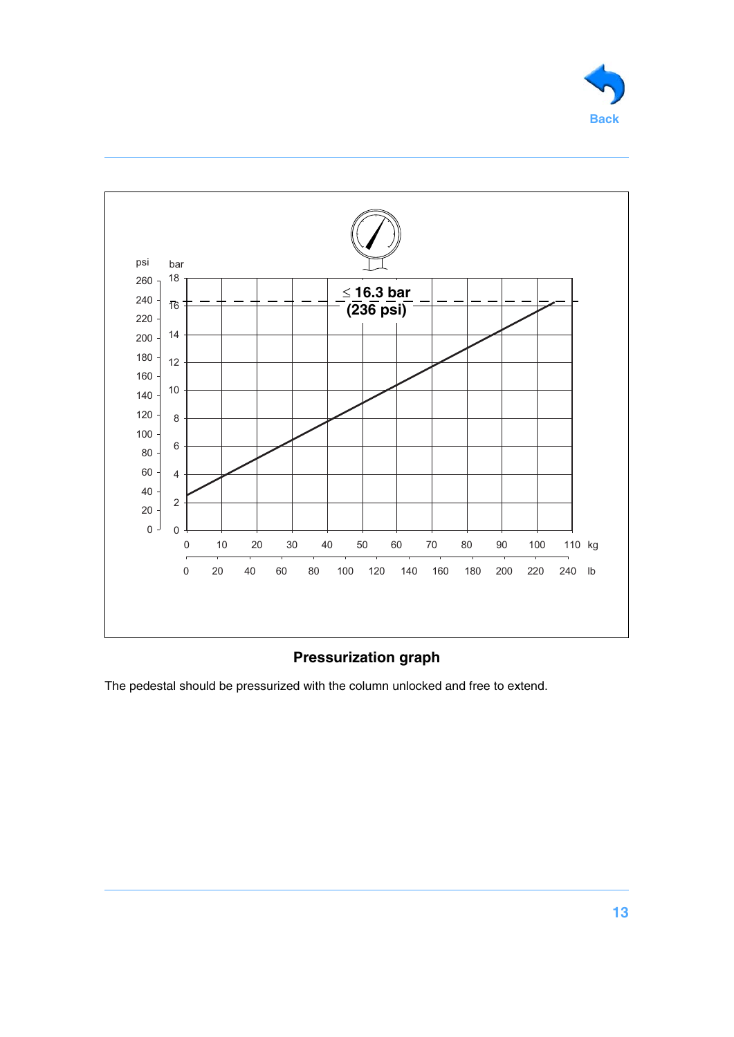≤ 16.3 bar
(236 psi)

**Pressurization graph**

The pedestal should be pressurized with the column unlocked and free to extend.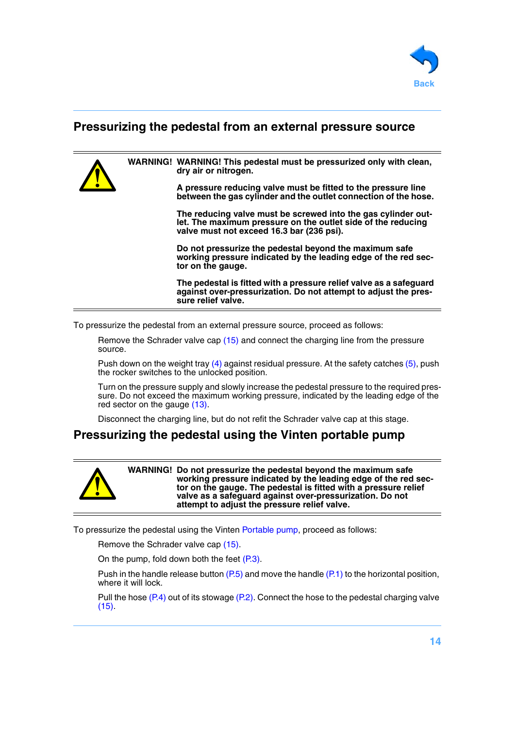## Pressurizing the pedestal from an external pressure source

**WARNING! WARNING! This pedestal must be pressurized only with clean, dry air or nitrogen.**

**A pressure reducing valve must be fitted to the pressure line between the gas cylinder and the outlet connection of the hose.**

**The reducing valve must be screwed into the gas cylinder outlet. The maximum pressure on the outlet side of the reducing valve must not exceed 16.3 bar (236 psi).**

**Do not pressurize the pedestal beyond the maximum safe working pressure indicated by the leading edge of the red sector on the gauge.**

**The pedestal is fitted with a pressure relief valve as a safeguard against over-pressurization. Do not attempt to adjust the pressure relief valve.**

To pressurize the pedestal from an external pressure source, proceed as follows:

Remove the Schrader valve cap (15) and connect the charging line from the pressure source.

Push down on the weight tray (4) against residual pressure. At the safety catches (5), push the rocker switches to the unlocked position.

Turn on the pressure supply and slowly increase the pedestal pressure to the required pressure. Do not exceed the maximum working pressure, indicated by the leading edge of the red sector on the gauge (13).

Disconnect the charging line, but do not refit the Schrader valve cap at this stage.

## Pressurizing the pedestal using the Vinten portable pump

**WARNING! Do not pressurize the pedestal beyond the maximum safe working pressure indicated by the leading edge of the red sector on the gauge. The pedestal is fitted with a pressure relief valve as a safeguard against over-pressurization. Do not attempt to adjust the pressure relief valve.**

To pressurize the pedestal using the Vinten Portable pump, proceed as follows:

Remove the Schrader valve cap (15).

On the pump, fold down both the feet (P.3).

Push in the handle release button (P.5) and move the handle (P.1) to the horizontal position, where it will lock.

Pull the hose (P.4) out of its stowage (P.2). Connect the hose to the pedestal charging valve (15).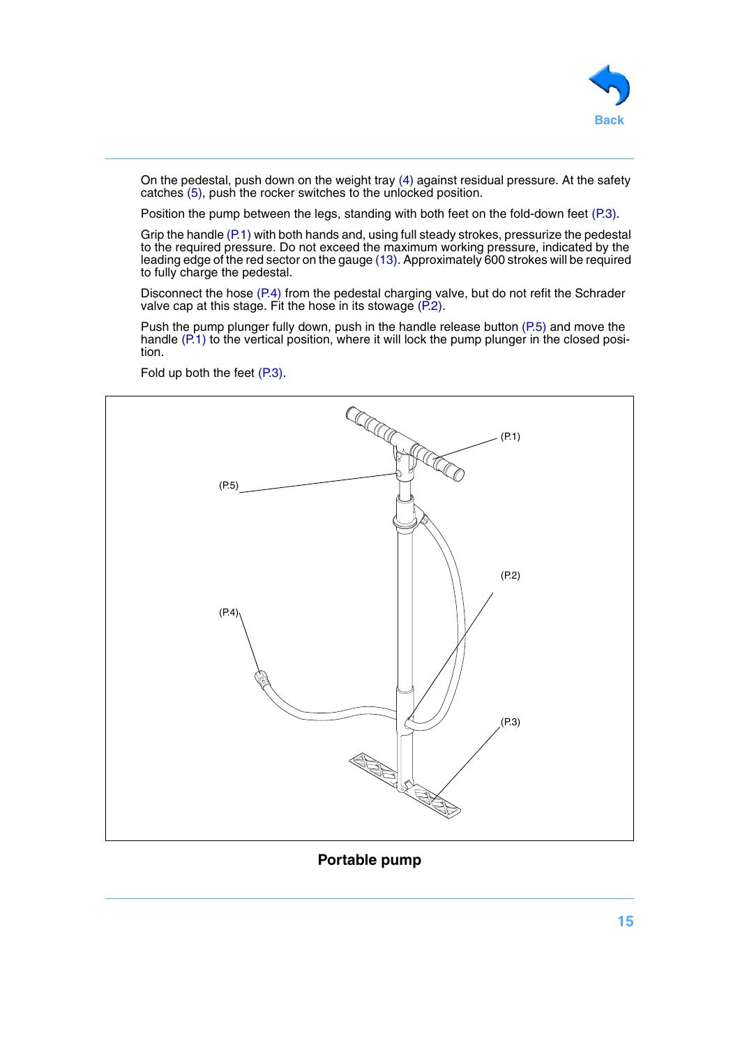On the pedestal, push down on the weight tray (4) against residual pressure. At the safety catches (5), push the rocker switches to the unlocked position.

Position the pump between the legs, standing with both feet on the fold-down feet (P.3).

Grip the handle (P.1) with both hands and, using full steady strokes, pressurize the pedestal to the required pressure. Do not exceed the maximum working pressure, indicated by the leading edge of the red sector on the gauge (13). Approximately 600 strokes will be required to fully charge the pedestal.

Disconnect the hose (P.4) from the pedestal charging valve, but do not refit the Schrader valve cap at this stage. Fit the hose in its stowage (P.2).

Push the pump plunger fully down, push in the handle release button (P.5) and move the handle (P.1) to the vertical position, where it will lock the pump plunger in the closed position.

Fold up both the feet (P.3).

**Portable pump**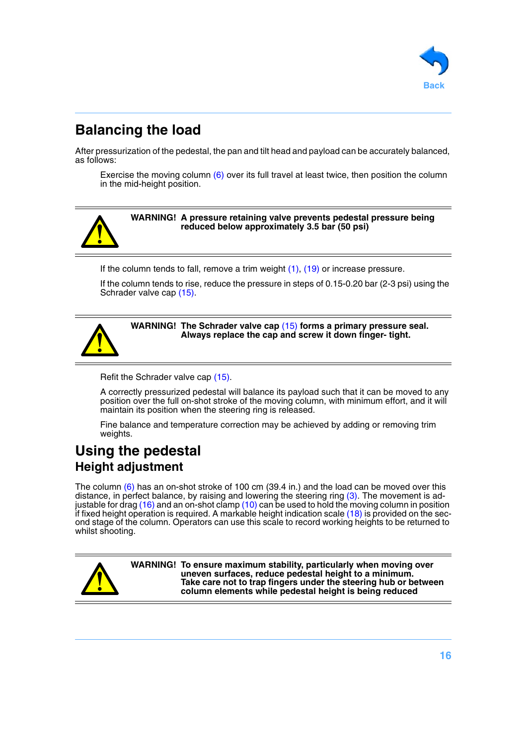## Balancing the load

After pressurization of the pedestal, the pan and tilt head and payload can be accurately balanced, as follows:

Exercise the moving column (6) over its full travel at least twice, then position the column in the mid-height position.

> **WARNING! A pressure retaining valve prevents pedestal pressure being reduced below approximately 3.5 bar (50 psi)**

If the column tends to fall, remove a trim weight (1), (19) or increase pressure.

If the column tends to rise, reduce the pressure in steps of 0.15-0.20 bar (2-3 psi) using the Schrader valve cap (15).

> **WARNING! The Schrader valve cap (15) forms a primary pressure seal. Always replace the cap and screw it down finger- tight.**

Refit the Schrader valve cap (15).

A correctly pressurized pedestal will balance its payload such that it can be moved to any position over the full on-shot stroke of the moving column, with minimum effort, and it will maintain its position when the steering ring is released.

Fine balance and temperature correction may be achieved by adding or removing trim weights.

## Using the pedestal

### Height adjustment

The column (6) has an on-shot stroke of 100 cm (39.4 in.) and the load can be moved over this distance, in perfect balance, by raising and lowering the steering ring (3). The movement is adjustable for drag (16) and an on-shot clamp (10) can be used to hold the moving column in position if fixed height operation is required. A markable height indication scale (18) is provided on the second stage of the column. Operators can use this scale to record working heights to be returned to whilst shooting.

> **WARNING! To ensure maximum stability, particularly when moving over uneven surfaces, reduce pedestal height to a minimum. Take care not to trap fingers under the steering hub or between column elements while pedestal height is being reduced**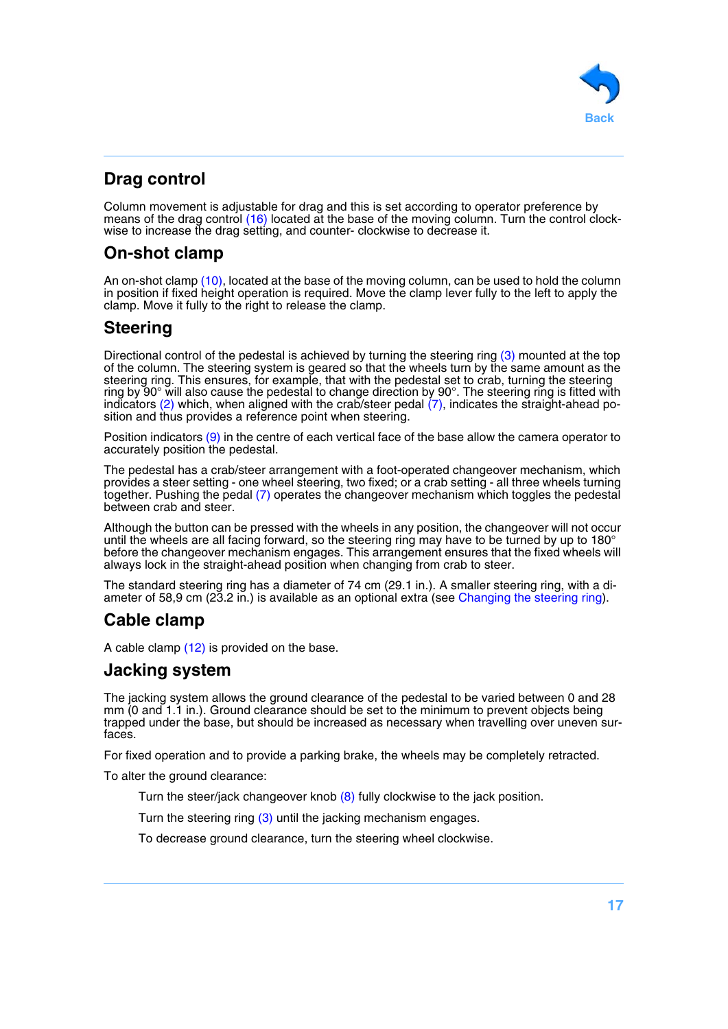## Drag control

Column movement is adjustable for drag and this is set according to operator preference by means of the drag control (16) located at the base of the moving column. Turn the control clockwise to increase the drag setting, and counter- clockwise to decrease it.

## On-shot clamp

An on-shot clamp (10), located at the base of the moving column, can be used to hold the column in position if fixed height operation is required. Move the clamp lever fully to the left to apply the clamp. Move it fully to the right to release the clamp.

## Steering

Directional control of the pedestal is achieved by turning the steering ring (3) mounted at the top of the column. The steering system is geared so that the wheels turn by the same amount as the steering ring. This ensures, for example, that with the pedestal set to crab, turning the steering ring by 90° will also cause the pedestal to change direction by 90°. The steering ring is fitted with indicators (2) which, when aligned with the crab/steer pedal (7), indicates the straight-ahead position and thus provides a reference point when steering.

Position indicators (9) in the centre of each vertical face of the base allow the camera operator to accurately position the pedestal.

The pedestal has a crab/steer arrangement with a foot-operated changeover mechanism, which provides a steer setting - one wheel steering, two fixed; or a crab setting - all three wheels turning together. Pushing the pedal (7) operates the changeover mechanism which toggles the pedestal between crab and steer.

Although the button can be pressed with the wheels in any position, the changeover will not occur until the wheels are all facing forward, so the steering ring may have to be turned by up to 180° before the changeover mechanism engages. This arrangement ensures that the fixed wheels will always lock in the straight-ahead position when changing from crab to steer.

The standard steering ring has a diameter of 74 cm (29.1 in.). A smaller steering ring, with a diameter of 58,9 cm (23.2 in.) is available as an optional extra (see Changing the steering ring).

## Cable clamp

A cable clamp (12) is provided on the base.

## Jacking system

The jacking system allows the ground clearance of the pedestal to be varied between 0 and 28 mm (0 and 1.1 in.). Ground clearance should be set to the minimum to prevent objects being trapped under the base, but should be increased as necessary when travelling over uneven surfaces.

For fixed operation and to provide a parking brake, the wheels may be completely retracted.

To alter the ground clearance:

Turn the steer/jack changeover knob (8) fully clockwise to the jack position.

Turn the steering ring (3) until the jacking mechanism engages.

To decrease ground clearance, turn the steering wheel clockwise.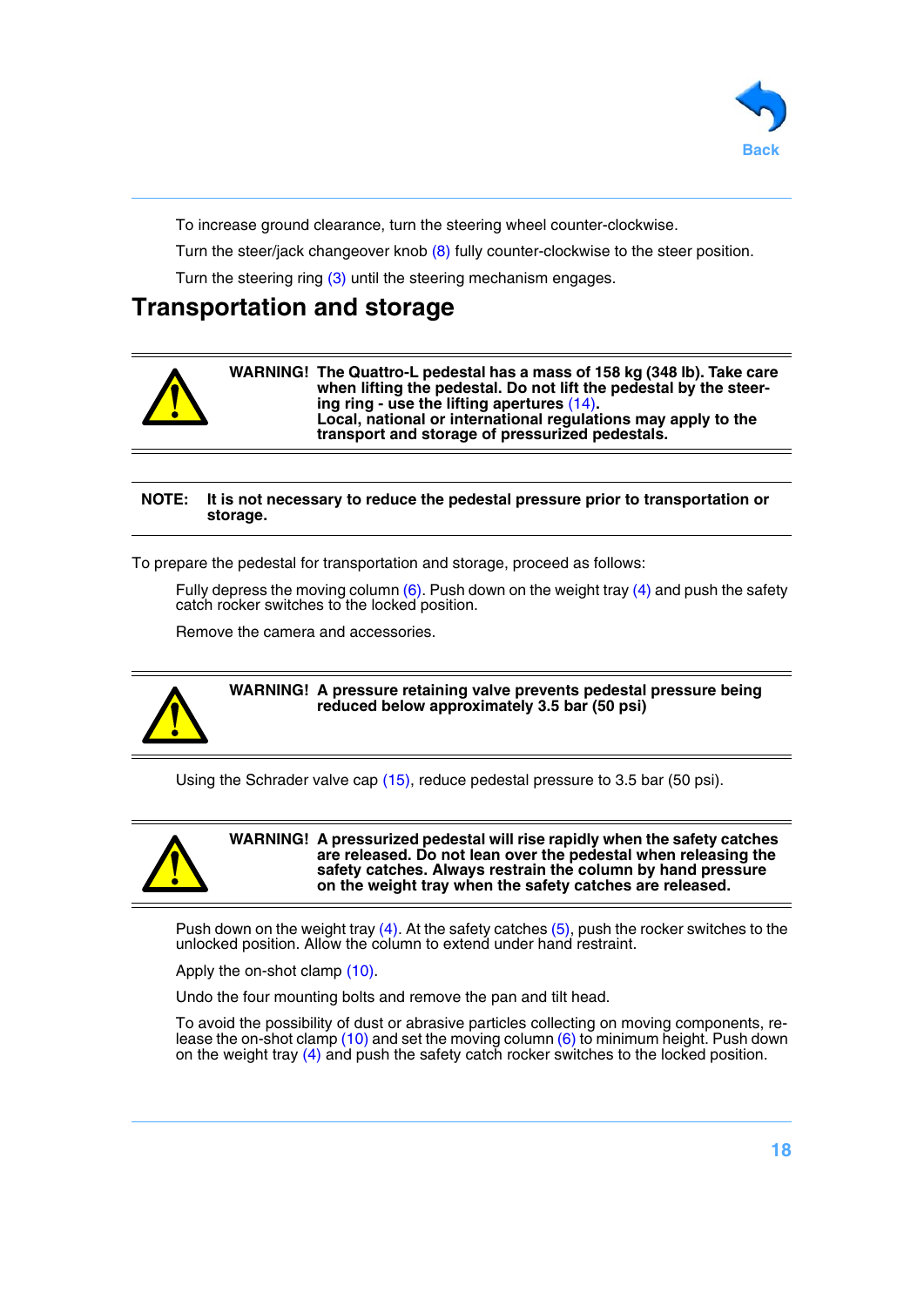To increase ground clearance, turn the steering wheel counter-clockwise.

Turn the steer/jack changeover knob (8) fully counter-clockwise to the steer position.

Turn the steering ring (3) until the steering mechanism engages.

## Transportation and storage

**WARNING! The Quattro-L pedestal has a mass of 158 kg (348 lb). Take care when lifting the pedestal. Do not lift the pedestal by the steering ring - use the lifting apertures (14).**
**Local, national or international regulations may apply to the transport and storage of pressurized pedestals.**

**NOTE: It is not necessary to reduce the pedestal pressure prior to transportation or storage.**

To prepare the pedestal for transportation and storage, proceed as follows:

Fully depress the moving column (6). Push down on the weight tray (4) and push the safety catch rocker switches to the locked position.

Remove the camera and accessories.

**WARNING! A pressure retaining valve prevents pedestal pressure being reduced below approximately 3.5 bar (50 psi)**

Using the Schrader valve cap (15), reduce pedestal pressure to 3.5 bar (50 psi).

**WARNING! A pressurized pedestal will rise rapidly when the safety catches are released. Do not lean over the pedestal when releasing the safety catches. Always restrain the column by hand pressure on the weight tray when the safety catches are released.**

Push down on the weight tray (4). At the safety catches (5), push the rocker switches to the unlocked position. Allow the column to extend under hand restraint.

Apply the on-shot clamp (10).

Undo the four mounting bolts and remove the pan and tilt head.

To avoid the possibility of dust or abrasive particles collecting on moving components, release the on-shot clamp (10) and set the moving column (6) to minimum height. Push down on the weight tray (4) and push the safety catch rocker switches to the locked position.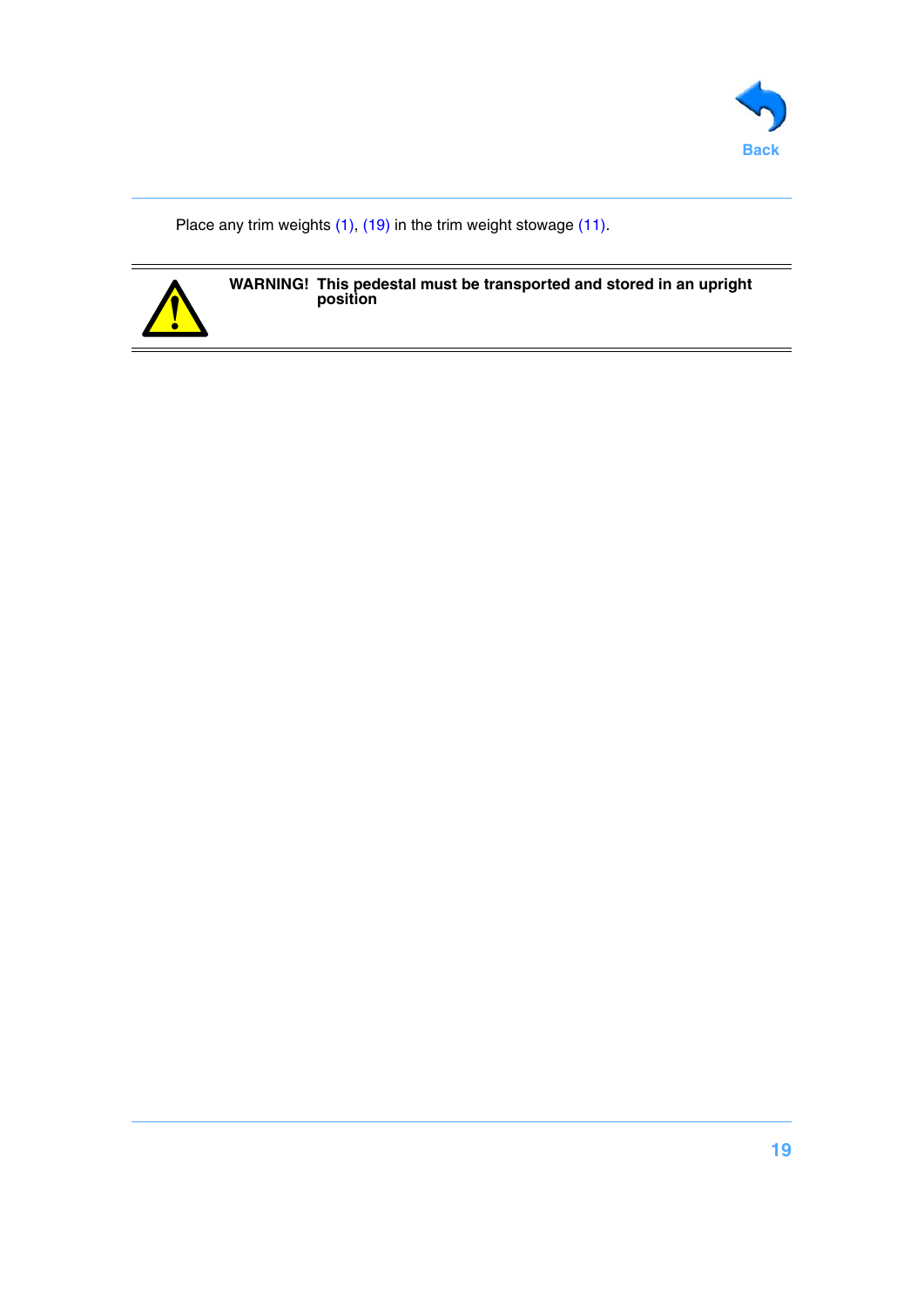Place any trim weights (1), (19) in the trim weight stowage (11).

**WARNING! This pedestal must be transported and stored in an upright position**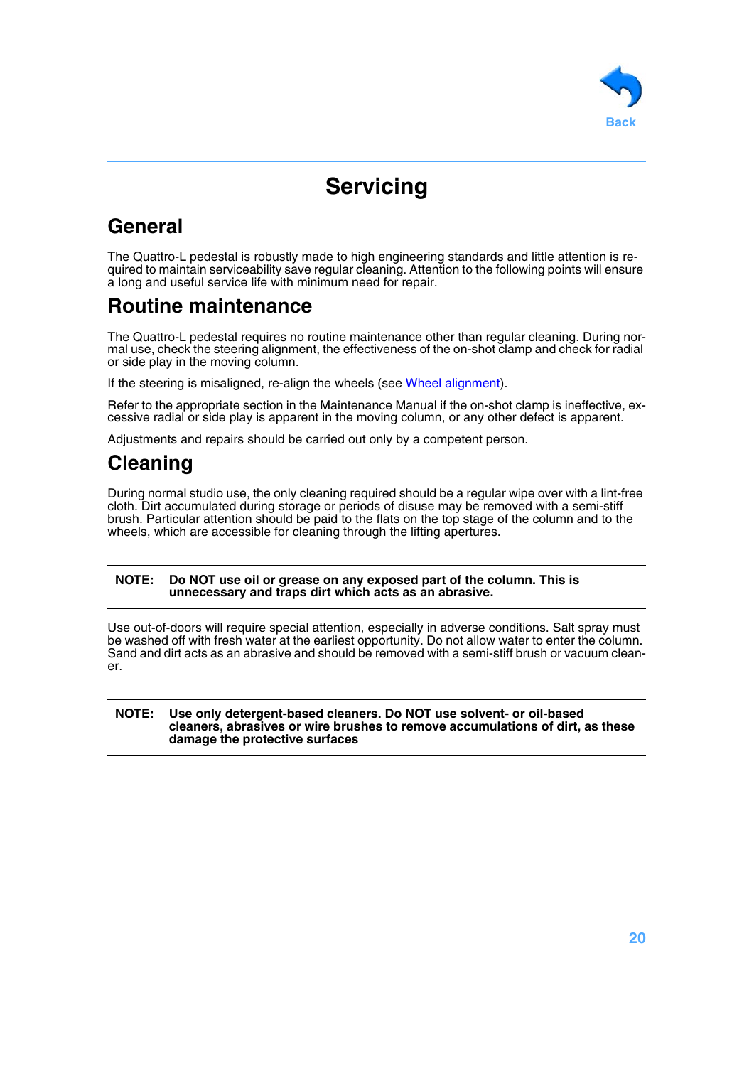# Servicing

## General

The Quattro-L pedestal is robustly made to high engineering standards and little attention is required to maintain serviceability save regular cleaning. Attention to the following points will ensure a long and useful service life with minimum need for repair.

## Routine maintenance

The Quattro-L pedestal requires no routine maintenance other than regular cleaning. During normal use, check the steering alignment, the effectiveness of the on-shot clamp and check for radial or side play in the moving column.

If the steering is misaligned, re-align the wheels (see Wheel alignment).

Refer to the appropriate section in the Maintenance Manual if the on-shot clamp is ineffective, excessive radial or side play is apparent in the moving column, or any other defect is apparent.

Adjustments and repairs should be carried out only by a competent person.

## Cleaning

During normal studio use, the only cleaning required should be a regular wipe over with a lint-free cloth. Dirt accumulated during storage or periods of disuse may be removed with a semi-stiff brush. Particular attention should be paid to the flats on the top stage of the column and to the wheels, which are accessible for cleaning through the lifting apertures.

---

**NOTE: Do NOT use oil or grease on any exposed part of the column. This is unnecessary and traps dirt which acts as an abrasive.**

---

Use out-of-doors will require special attention, especially in adverse conditions. Salt spray must be washed off with fresh water at the earliest opportunity. Do not allow water to enter the column. Sand and dirt acts as an abrasive and should be removed with a semi-stiff brush or vacuum cleaner.

---

**NOTE: Use only detergent-based cleaners. Do NOT use solvent- or oil-based cleaners, abrasives or wire brushes to remove accumulations of dirt, as these damage the protective surfaces**

---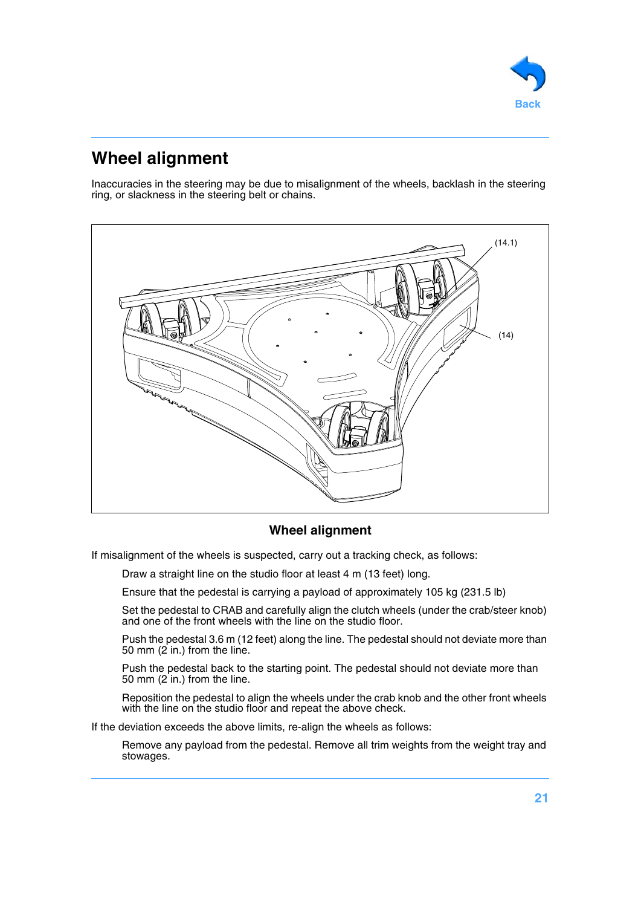## Wheel alignment

Inaccuracies in the steering may be due to misalignment of the wheels, backlash in the steering ring, or slackness in the steering belt or chains.

(14.1)

(14)

**Wheel alignment**

If misalignment of the wheels is suspected, carry out a tracking check, as follows:

Draw a straight line on the studio floor at least 4 m (13 feet) long.

Ensure that the pedestal is carrying a payload of approximately 105 kg (231.5 lb)

Set the pedestal to CRAB and carefully align the clutch wheels (under the crab/steer knob) and one of the front wheels with the line on the studio floor.

Push the pedestal 3.6 m (12 feet) along the line. The pedestal should not deviate more than 50 mm (2 in.) from the line.

Push the pedestal back to the starting point. The pedestal should not deviate more than 50 mm (2 in.) from the line.

Reposition the pedestal to align the wheels under the crab knob and the other front wheels with the line on the studio floor and repeat the above check.

If the deviation exceeds the above limits, re-align the wheels as follows:

Remove any payload from the pedestal. Remove all trim weights from the weight tray and stowages.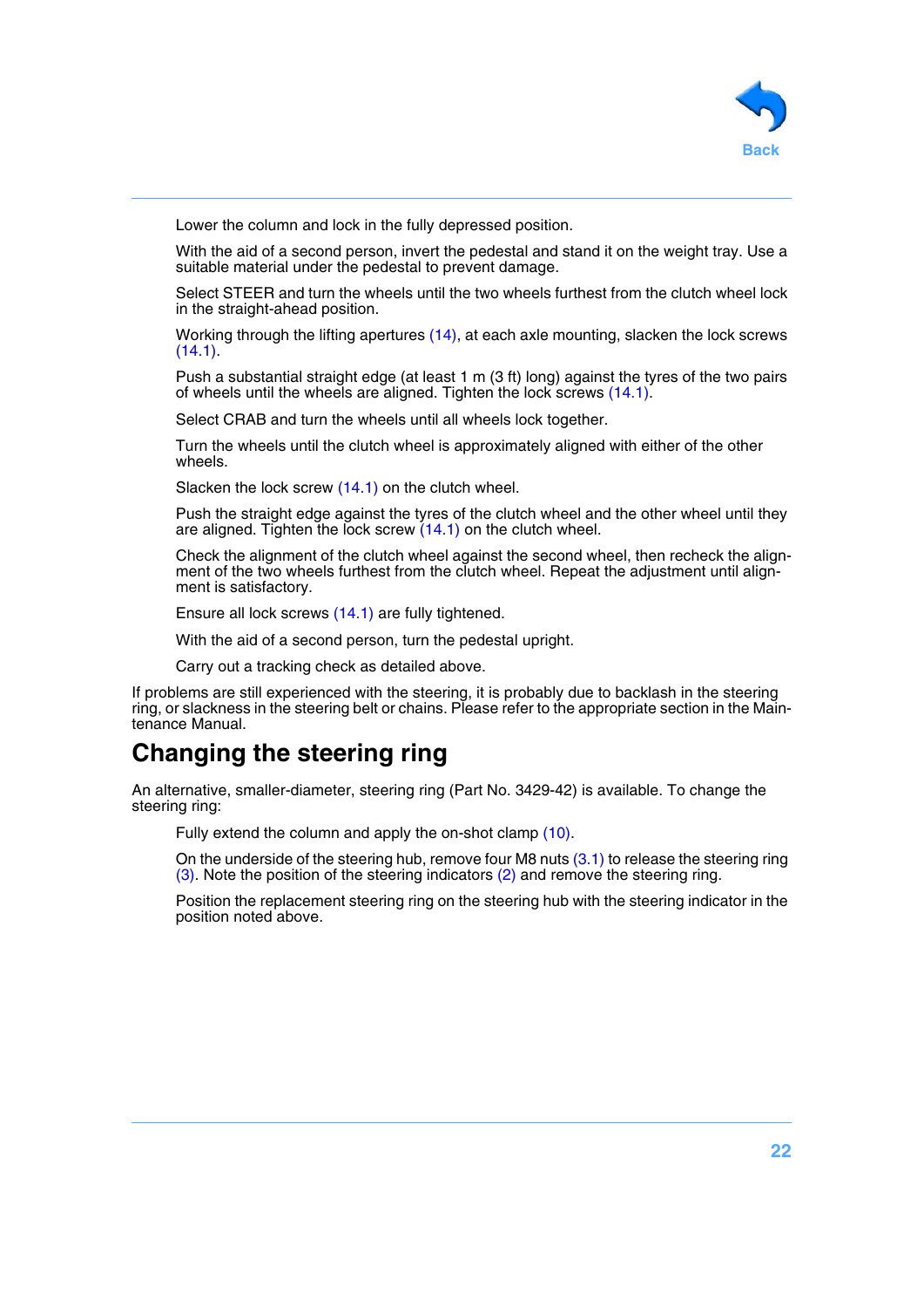Lower the column and lock in the fully depressed position.

With the aid of a second person, invert the pedestal and stand it on the weight tray. Use a suitable material under the pedestal to prevent damage.

Select STEER and turn the wheels until the two wheels furthest from the clutch wheel lock in the straight-ahead position.

Working through the lifting apertures (14), at each axle mounting, slacken the lock screws (14.1).

Push a substantial straight edge (at least 1 m (3 ft) long) against the tyres of the two pairs of wheels until the wheels are aligned. Tighten the lock screws (14.1).

Select CRAB and turn the wheels until all wheels lock together.

Turn the wheels until the clutch wheel is approximately aligned with either of the other wheels.

Slacken the lock screw (14.1) on the clutch wheel.

Push the straight edge against the tyres of the clutch wheel and the other wheel until they are aligned. Tighten the lock screw (14.1) on the clutch wheel.

Check the alignment of the clutch wheel against the second wheel, then recheck the alignment of the two wheels furthest from the clutch wheel. Repeat the adjustment until alignment is satisfactory.

Ensure all lock screws (14.1) are fully tightened.

With the aid of a second person, turn the pedestal upright.

Carry out a tracking check as detailed above.

If problems are still experienced with the steering, it is probably due to backlash in the steering ring, or slackness in the steering belt or chains. Please refer to the appropriate section in the Maintenance Manual.

## Changing the steering ring

An alternative, smaller-diameter, steering ring (Part No. 3429-42) is available. To change the steering ring:

Fully extend the column and apply the on-shot clamp (10).

On the underside of the steering hub, remove four M8 nuts (3.1) to release the steering ring (3). Note the position of the steering indicators (2) and remove the steering ring.

Position the replacement steering ring on the steering hub with the steering indicator in the position noted above.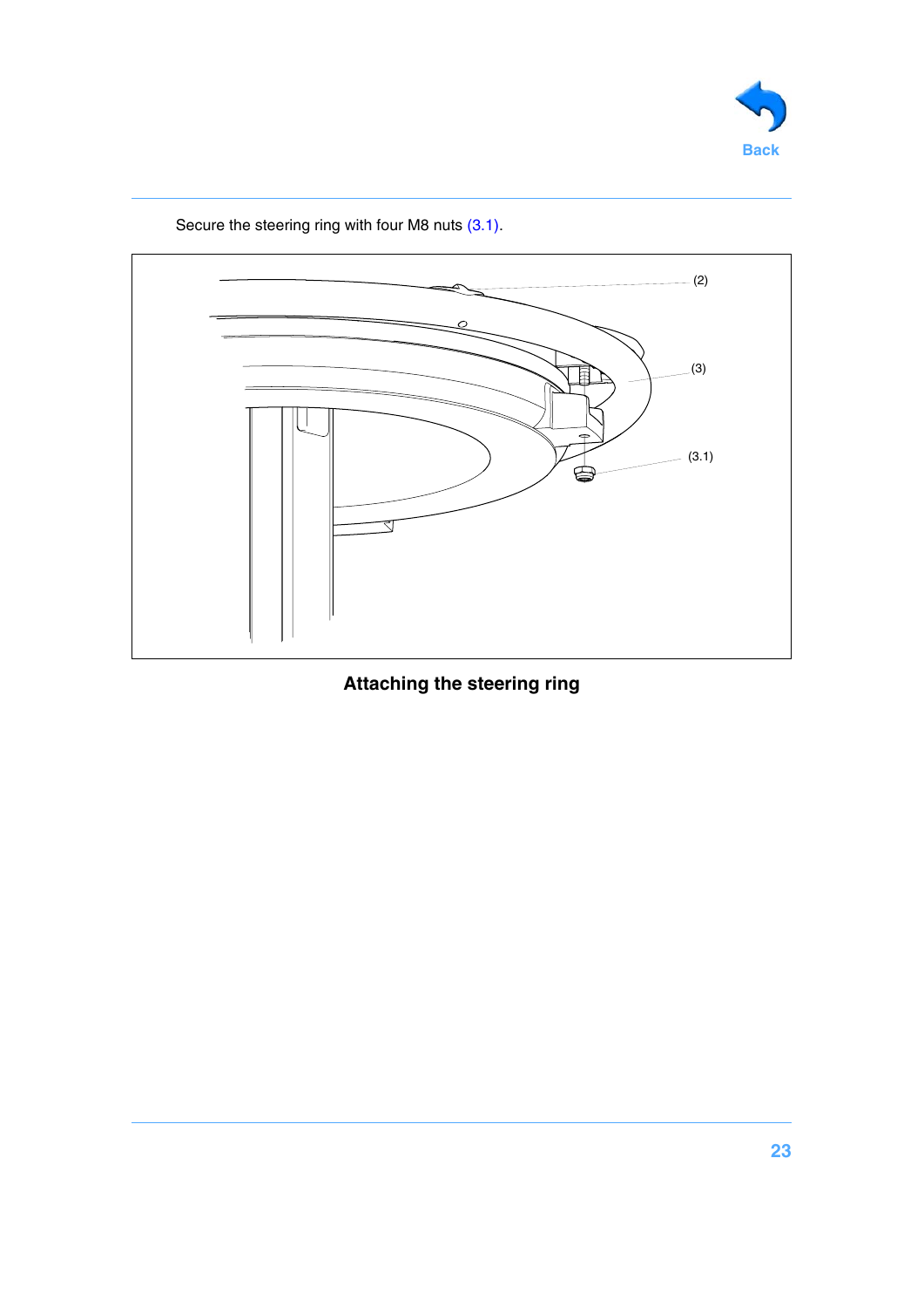Secure the steering ring with four M8 nuts (3.1).

(2)

(3)

(3.1)

**Attaching the steering ring**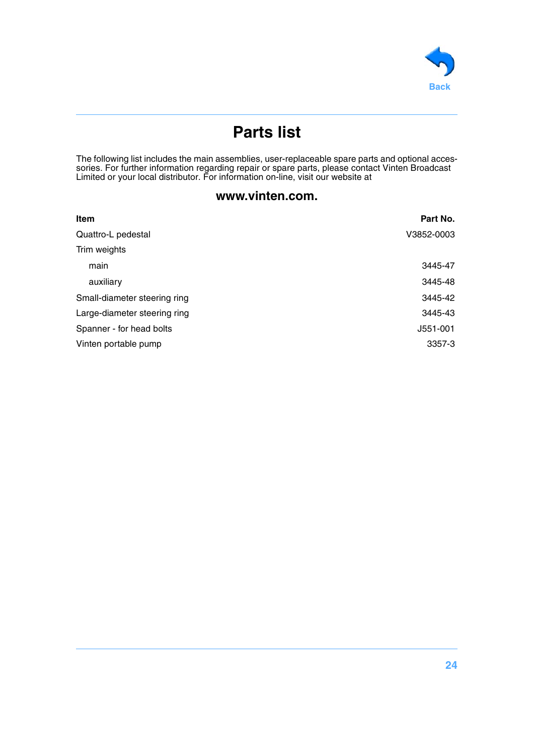# Parts list

The following list includes the main assemblies, user-replaceable spare parts and optional accessories. For further information regarding repair or spare parts, please contact Vinten Broadcast Limited or your local distributor. For information on-line, visit our website at

**www.vinten.com.**

| Item | Part No. |
|---|---|
| Quattro-L pedestal | V3852-0003 |
| Trim weights | |
| main | 3445-47 |
| auxiliary | 3445-48 |
| Small-diameter steering ring | 3445-42 |
| Large-diameter steering ring | 3445-43 |
| Spanner - for head bolts | J551-001 |
| Vinten portable pump | 3357-3 |